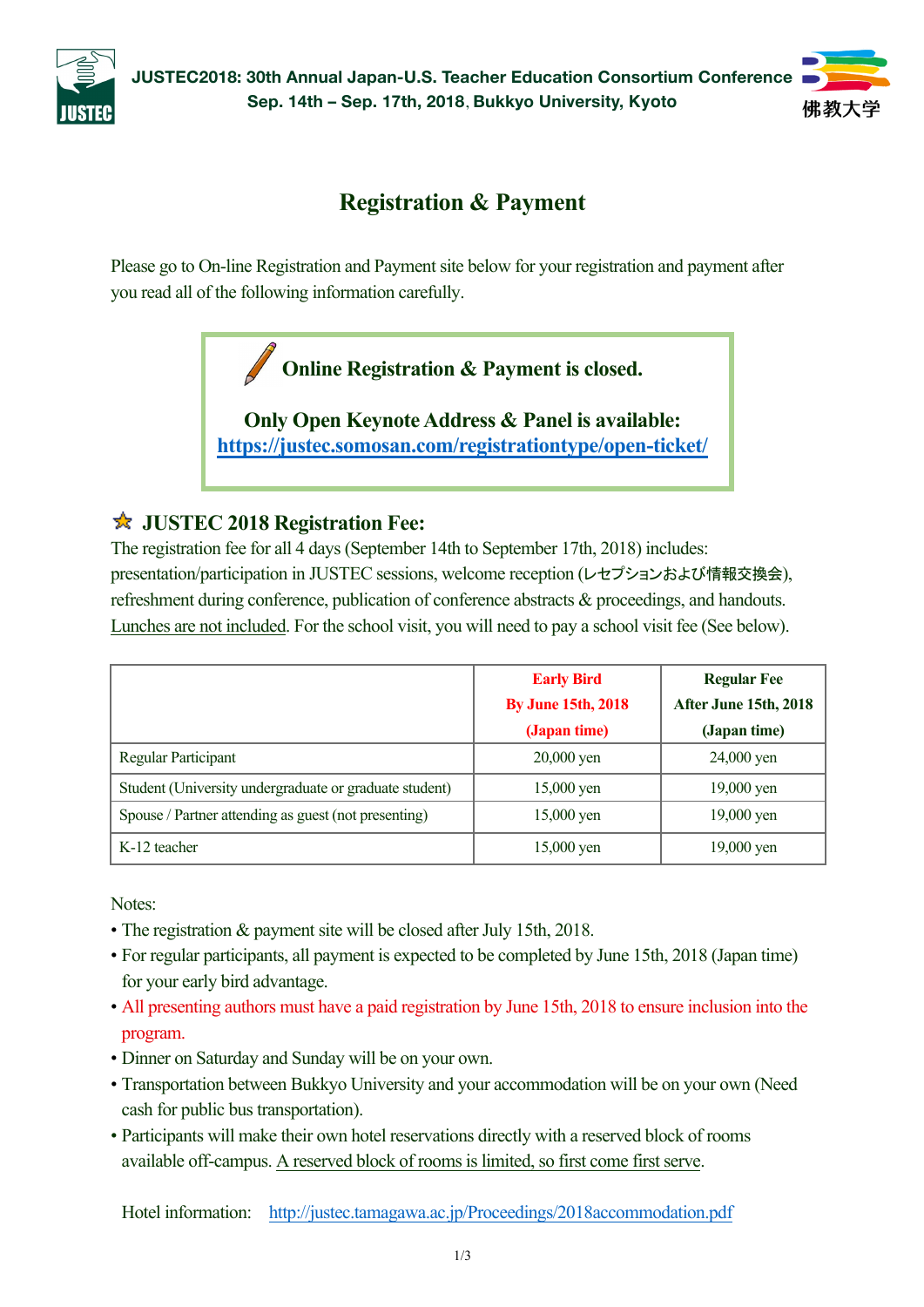JUSTEC2018: 30th Annual Japan-U.S. Teacher Education Consortium Conference
Sep. 14th – Sep. 17th, 2018, Bukkyo University, Kyoto

# Registration & Payment

Please go to On-line Registration and Payment site below for your registration and payment after you read all of the following information carefully.

**Online Registration & Payment is closed.**

**Only Open Keynote Address & Panel is available:**
**https://justec.somosan.com/registrationtype/open-ticket/**

## JUSTEC 2018 Registration Fee:

The registration fee for all 4 days (September 14th to September 17th, 2018) includes: presentation/participation in JUSTEC sessions, welcome reception (レセプションおよび情報交換会), refreshment during conference, publication of conference abstracts & proceedings, and handouts. Lunches are not included. For the school visit, you will need to pay a school visit fee (See below).

| | **Early Bird By June 15th, 2018 (Japan time)** | **Regular Fee After June 15th, 2018 (Japan time)** |
|---|---|---|
| Regular Participant | 20,000 yen | 24,000 yen |
| Student (University undergraduate or graduate student) | 15,000 yen | 19,000 yen |
| Spouse / Partner attending as guest (not presenting) | 15,000 yen | 19,000 yen |
| K-12 teacher | 15,000 yen | 19,000 yen |

Notes:

- The registration & payment site will be closed after July 15th, 2018.
- For regular participants, all payment is expected to be completed by June 15th, 2018 (Japan time) for your early bird advantage.
- All presenting authors must have a paid registration by June 15th, 2018 to ensure inclusion into the program.
- Dinner on Saturday and Sunday will be on your own.
- Transportation between Bukkyo University and your accommodation will be on your own (Need cash for public bus transportation).
- Participants will make their own hotel reservations directly with a reserved block of rooms available off-campus. A reserved block of rooms is limited, so first come first serve.

Hotel information: http://justec.tamagawa.ac.jp/Proceedings/2018accommodation.pdf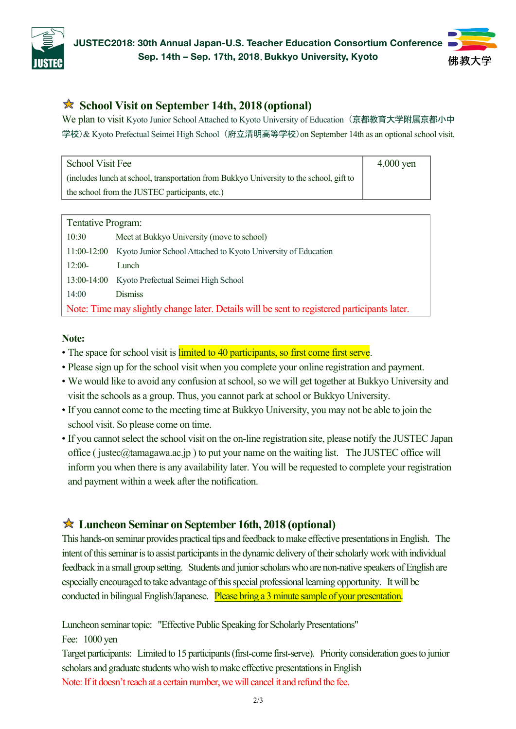## ☆ School Visit on September 14th, 2018 (optional)

We plan to visit Kyoto Junior School Attached to Kyoto University of Education（京都教育大学附属京都小中学校）& Kyoto Prefectual Seimei High School（府立清明高等学校）on September 14th as an optional school visit.

| School Visit Fee (includes lunch at school, transportation from Bukkyo University to the school, gift to the school from the JUSTEC participants, etc.) | 4,000 yen |
|---|---|

Tentative Program:

| | |
|---|---|
| 10:30 | Meet at Bukkyo University (move to school) |
| 11:00-12:00 | Kyoto Junior School Attached to Kyoto University of Education |
| 12:00- | Lunch |
| 13:00-14:00 | Kyoto Prefectual Seimei High School |
| 14:00 | Dismiss |

Note: Time may slightly change later. Details will be sent to registered participants later.

**Note:**

- The space for school visit is limited to 40 participants, so first come first serve.
- Please sign up for the school visit when you complete your online registration and payment.
- We would like to avoid any confusion at school, so we will get together at Bukkyo University and visit the schools as a group. Thus, you cannot park at school or Bukkyo University.
- If you cannot come to the meeting time at Bukkyo University, you may not be able to join the school visit. So please come on time.
- If you cannot select the school visit on the on-line registration site, please notify the JUSTEC Japan office ( justec@tamagawa.ac.jp ) to put your name on the waiting list. The JUSTEC office will inform you when there is any availability later. You will be requested to complete your registration and payment within a week after the notification.

## ☆ Luncheon Seminar on September 16th, 2018 (optional)

This hands-on seminar provides practical tips and feedback to make effective presentations in English. The intent of this seminar is to assist participants in the dynamic delivery of their scholarly work with individual feedback in a small group setting. Students and junior scholars who are non-native speakers of English are especially encouraged to take advantage of this special professional learning opportunity. It will be conducted in bilingual English/Japanese. Please bring a 3 minute sample of your presentation.

Luncheon seminar topic: "Effective Public Speaking for Scholarly Presentations"

Fee: 1000 yen

Target participants: Limited to 15 participants (first-come first-serve). Priority consideration goes to junior scholars and graduate students who wish to make effective presentations in English

Note: If it doesn't reach at a certain number, we will cancel it and refund the fee.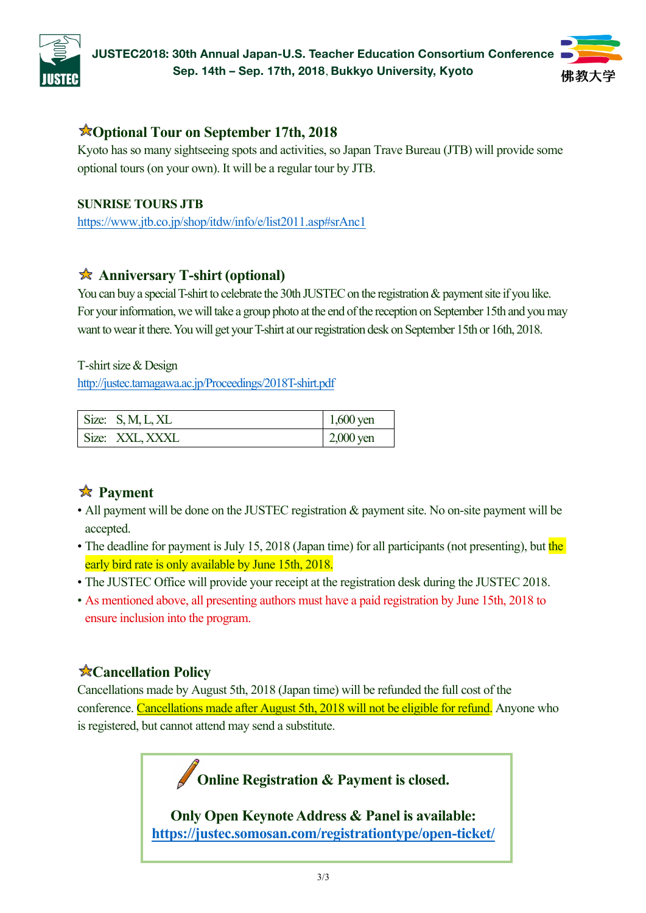## ☆Optional Tour on September 17th, 2018

Kyoto has so many sightseeing spots and activities, so Japan Trave Bureau (JTB) will provide some optional tours (on your own). It will be a regular tour by JTB.

**SUNRISE TOURS JTB**
https://www.jtb.co.jp/shop/itdw/info/e/list2011.asp#srAnc1

## ☆ Anniversary T-shirt (optional)

You can buy a special T-shirt to celebrate the 30th JUSTEC on the registration & payment site if you like. For your information, we will take a group photo at the end of the reception on September 15th and you may want to wear it there. You will get your T-shirt at our registration desk on September 15th or 16th, 2018.

T-shirt size & Design
http://justec.tamagawa.ac.jp/Proceedings/2018T-shirt.pdf

| | |
|---|---|
| Size: S, M, L, XL | 1,600 yen |
| Size: XXL, XXXL | 2,000 yen |

## ☆ Payment

- All payment will be done on the JUSTEC registration & payment site. No on-site payment will be accepted.
- The deadline for payment is July 15, 2018 (Japan time) for all participants (not presenting), but the early bird rate is only available by June 15th, 2018.
- The JUSTEC Office will provide your receipt at the registration desk during the JUSTEC 2018.
- As mentioned above, all presenting authors must have a paid registration by June 15th, 2018 to ensure inclusion into the program.

## ☆Cancellation Policy

Cancellations made by August 5th, 2018 (Japan time) will be refunded the full cost of the conference. Cancellations made after August 5th, 2018 will not be eligible for refund. Anyone who is registered, but cannot attend may send a substitute.

**Online Registration & Payment is closed.**

**Only Open Keynote Address & Panel is available:**
**https://justec.somosan.com/registrationtype/open-ticket/**